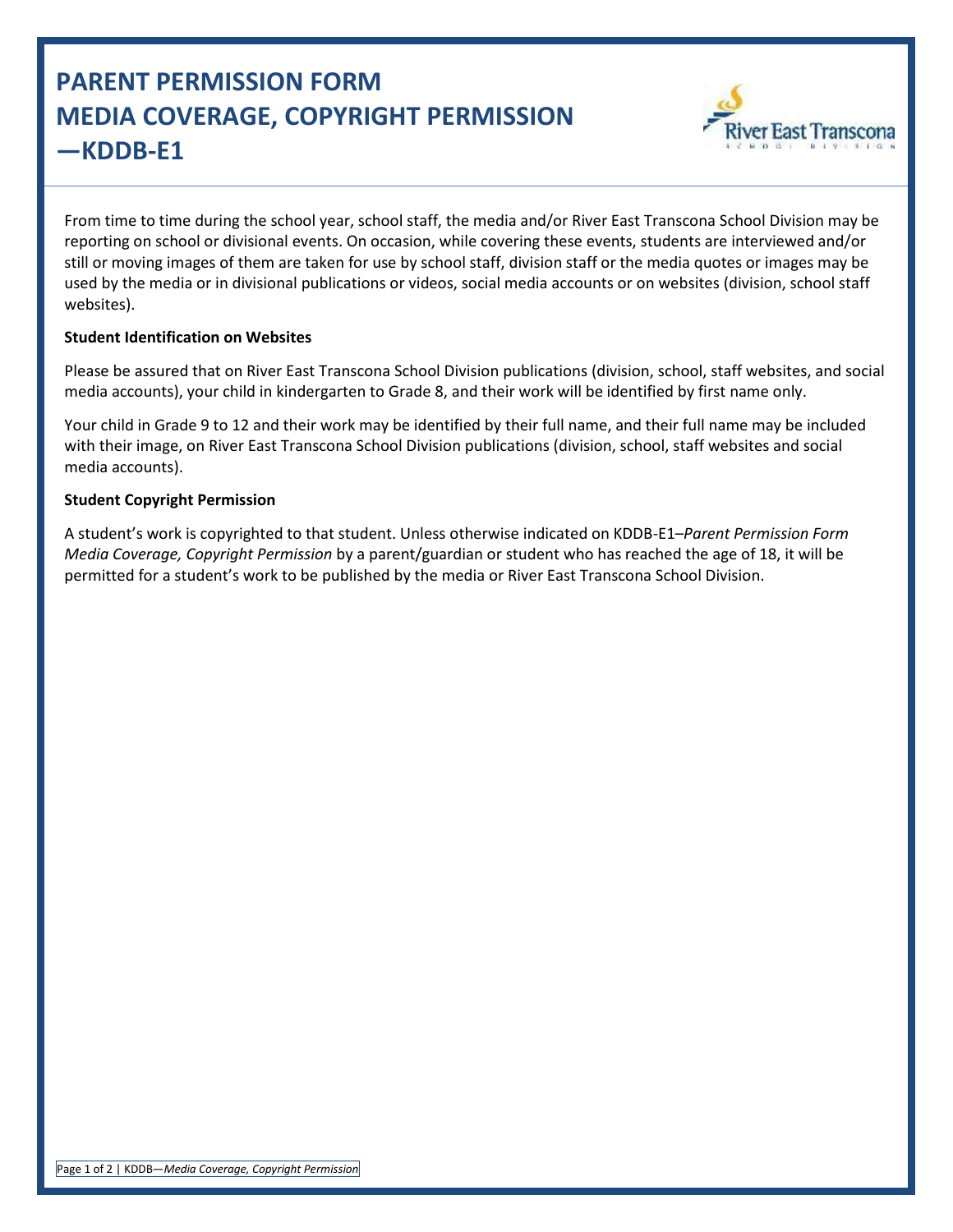# PARENT PERMISSION FORM
# MEDIA COVERAGE, COPYRIGHT PERMISSION
# —KDDB-E1

From time to time during the school year, school staff, the media and/or River East Transcona School Division may be reporting on school or divisional events. On occasion, while covering these events, students are interviewed and/or still or moving images of them are taken for use by school staff, division staff or the media quotes or images may be used by the media or in divisional publications or videos, social media accounts or on websites (division, school staff websites).

**Student Identification on Websites**

Please be assured that on River East Transcona School Division publications (division, school, staff websites, and social media accounts), your child in kindergarten to Grade 8, and their work will be identified by first name only.

Your child in Grade 9 to 12 and their work may be identified by their full name, and their full name may be included with their image, on River East Transcona School Division publications (division, school, staff websites and social media accounts).

**Student Copyright Permission**

A student's work is copyrighted to that student. Unless otherwise indicated on KDDB-E1–*Parent Permission Form Media Coverage, Copyright Permission* by a parent/guardian or student who has reached the age of 18, it will be permitted for a student's work to be published by the media or River East Transcona School Division.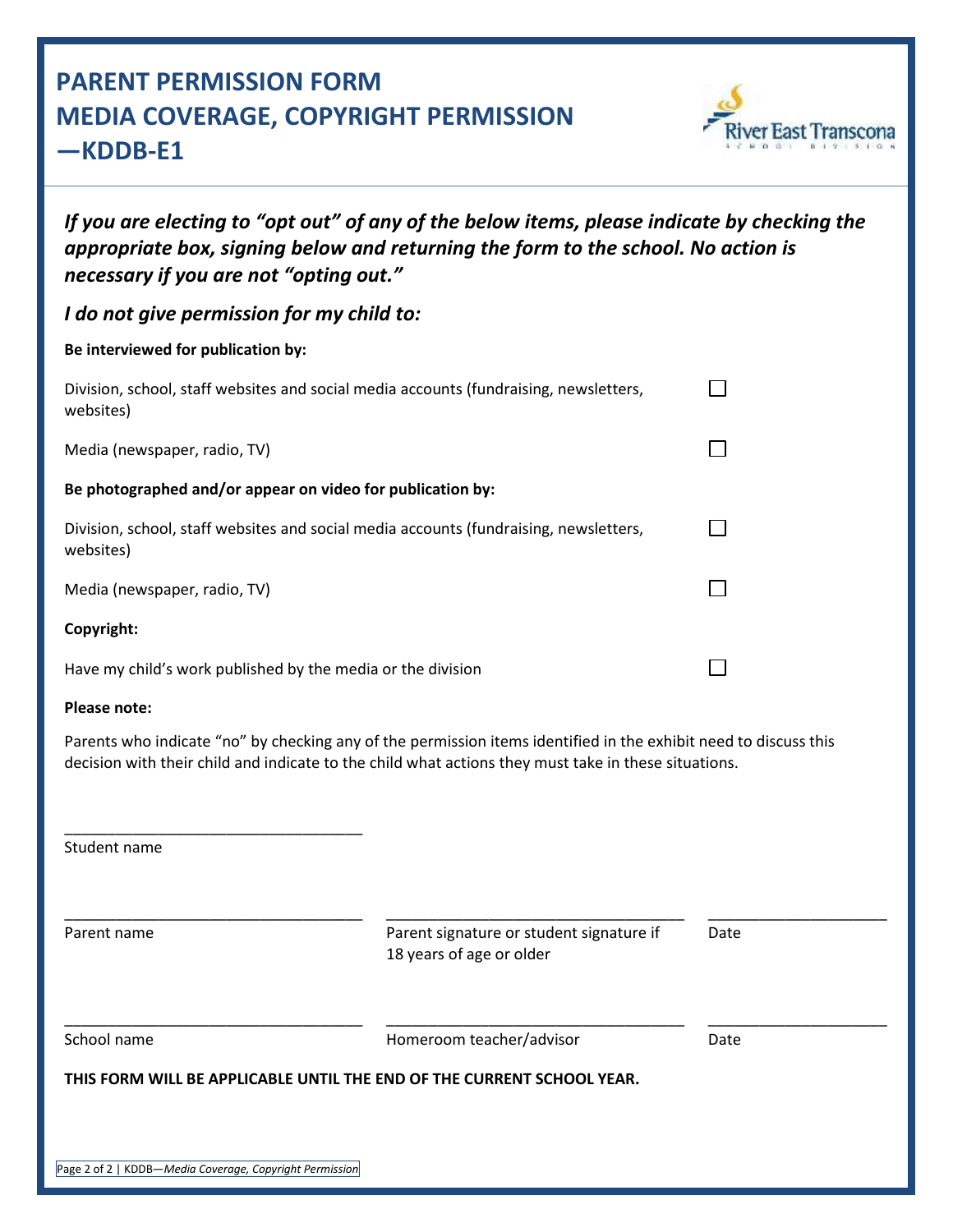# PARENT PERMISSION FORM
# MEDIA COVERAGE, COPYRIGHT PERMISSION —KDDB-E1

***If you are electing to "opt out" of any of the below items, please indicate by checking the appropriate box, signing below and returning the form to the school. No action is necessary if you are not "opting out."***

***I do not give permission for my child to:***

**Be interviewed for publication by:**

Division, school, staff websites and social media accounts (fundraising, newsletters, websites) ☐

Media (newspaper, radio, TV) ☐

**Be photographed and/or appear on video for publication by:**

Division, school, staff websites and social media accounts (fundraising, newsletters, websites) ☐

Media (newspaper, radio, TV) ☐

**Copyright:**

Have my child's work published by the media or the division ☐

**Please note:**

Parents who indicate "no" by checking any of the permission items identified in the exhibit need to discuss this decision with their child and indicate to the child what actions they must take in these situations.

___________________________________
Student name

| | | |
|---|---|---|
| ___________________________________ | ___________________________________ | ____________________ |
| Parent name | Parent signature or student signature if 18 years of age or older | Date |
| ___________________________________ | ___________________________________ | ____________________ |
| School name | Homeroom teacher/advisor | Date |

**THIS FORM WILL BE APPLICABLE UNTIL THE END OF THE CURRENT SCHOOL YEAR.**